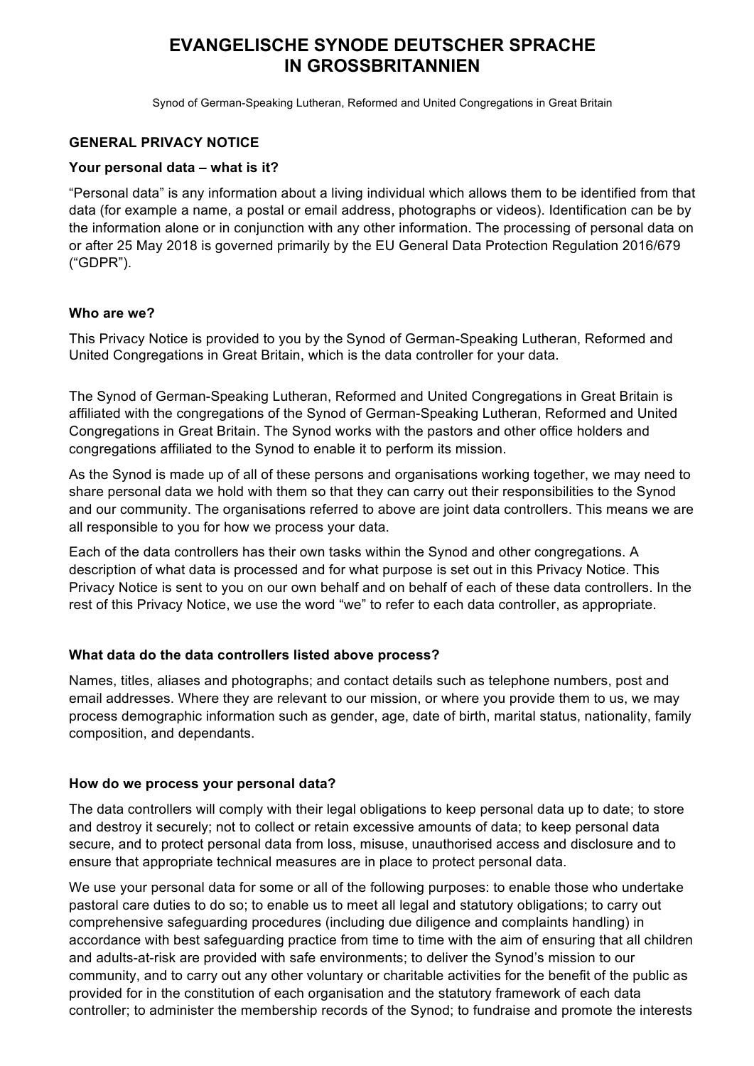# EVANGELISCHE SYNODE DEUTSCHER SPRACHE IN GROSSBRITANNIEN

Synod of German-Speaking Lutheran, Reformed and United Congregations in Great Britain

## GENERAL PRIVACY NOTICE

### Your personal data – what is it?

"Personal data" is any information about a living individual which allows them to be identified from that data (for example a name, a postal or email address, photographs or videos). Identification can be by the information alone or in conjunction with any other information. The processing of personal data on or after 25 May 2018 is governed primarily by the EU General Data Protection Regulation 2016/679 ("GDPR").

### Who are we?

This Privacy Notice is provided to you by the Synod of German-Speaking Lutheran, Reformed and United Congregations in Great Britain, which is the data controller for your data.

The Synod of German-Speaking Lutheran, Reformed and United Congregations in Great Britain is affiliated with the congregations of the Synod of German-Speaking Lutheran, Reformed and United Congregations in Great Britain. The Synod works with the pastors and other office holders and congregations affiliated to the Synod to enable it to perform its mission.

As the Synod is made up of all of these persons and organisations working together, we may need to share personal data we hold with them so that they can carry out their responsibilities to the Synod and our community. The organisations referred to above are joint data controllers. This means we are all responsible to you for how we process your data.

Each of the data controllers has their own tasks within the Synod and other congregations. A description of what data is processed and for what purpose is set out in this Privacy Notice. This Privacy Notice is sent to you on our own behalf and on behalf of each of these data controllers. In the rest of this Privacy Notice, we use the word "we" to refer to each data controller, as appropriate.

### What data do the data controllers listed above process?

Names, titles, aliases and photographs; and contact details such as telephone numbers, post and email addresses. Where they are relevant to our mission, or where you provide them to us, we may process demographic information such as gender, age, date of birth, marital status, nationality, family composition, and dependants.

### How do we process your personal data?

The data controllers will comply with their legal obligations to keep personal data up to date; to store and destroy it securely; not to collect or retain excessive amounts of data; to keep personal data secure, and to protect personal data from loss, misuse, unauthorised access and disclosure and to ensure that appropriate technical measures are in place to protect personal data.

We use your personal data for some or all of the following purposes: to enable those who undertake pastoral care duties to do so; to enable us to meet all legal and statutory obligations; to carry out comprehensive safeguarding procedures (including due diligence and complaints handling) in accordance with best safeguarding practice from time to time with the aim of ensuring that all children and adults-at-risk are provided with safe environments; to deliver the Synod's mission to our community, and to carry out any other voluntary or charitable activities for the benefit of the public as provided for in the constitution of each organisation and the statutory framework of each data controller; to administer the membership records of the Synod; to fundraise and promote the interests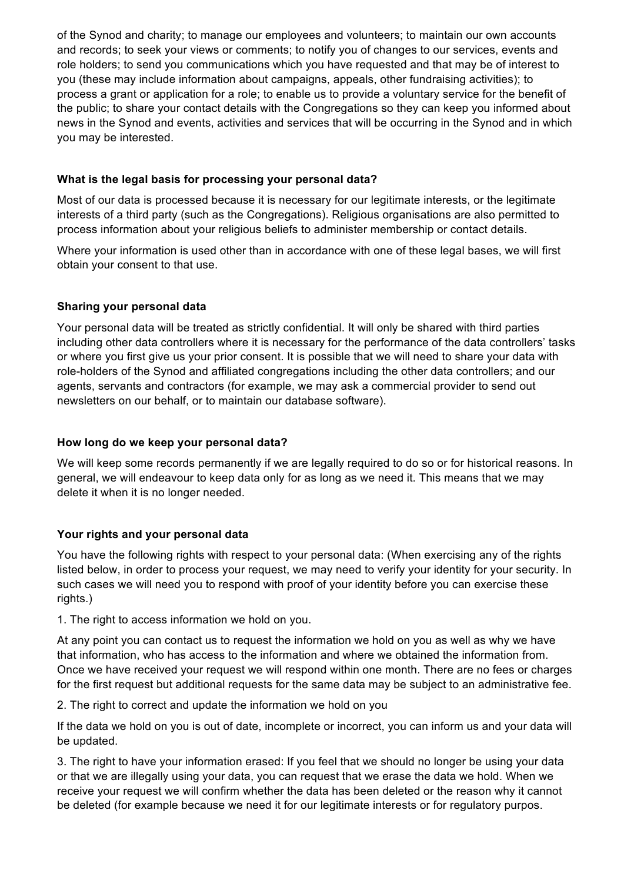of the Synod and charity; to manage our employees and volunteers; to maintain our own accounts and records; to seek your views or comments; to notify you of changes to our services, events and role holders; to send you communications which you have requested and that may be of interest to you (these may include information about campaigns, appeals, other fundraising activities); to process a grant or application for a role; to enable us to provide a voluntary service for the benefit of the public; to share your contact details with the Congregations so they can keep you informed about news in the Synod and events, activities and services that will be occurring in the Synod and in which you may be interested.

**What is the legal basis for processing your personal data?**

Most of our data is processed because it is necessary for our legitimate interests, or the legitimate interests of a third party (such as the Congregations). Religious organisations are also permitted to process information about your religious beliefs to administer membership or contact details.

Where your information is used other than in accordance with one of these legal bases, we will first obtain your consent to that use.

**Sharing your personal data**

Your personal data will be treated as strictly confidential. It will only be shared with third parties including other data controllers where it is necessary for the performance of the data controllers' tasks or where you first give us your prior consent. It is possible that we will need to share your data with role-holders of the Synod and affiliated congregations including the other data controllers; and our agents, servants and contractors (for example, we may ask a commercial provider to send out newsletters on our behalf, or to maintain our database software).

**How long do we keep your personal data?**

We will keep some records permanently if we are legally required to do so or for historical reasons. In general, we will endeavour to keep data only for as long as we need it. This means that we may delete it when it is no longer needed.

**Your rights and your personal data**

You have the following rights with respect to your personal data: (When exercising any of the rights listed below, in order to process your request, we may need to verify your identity for your security. In such cases we will need you to respond with proof of your identity before you can exercise these rights.)

1. The right to access information we hold on you.

At any point you can contact us to request the information we hold on you as well as why we have that information, who has access to the information and where we obtained the information from. Once we have received your request we will respond within one month. There are no fees or charges for the first request but additional requests for the same data may be subject to an administrative fee.

2. The right to correct and update the information we hold on you

If the data we hold on you is out of date, incomplete or incorrect, you can inform us and your data will be updated.

3. The right to have your information erased: If you feel that we should no longer be using your data or that we are illegally using your data, you can request that we erase the data we hold. When we receive your request we will confirm whether the data has been deleted or the reason why it cannot be deleted (for example because we need it for our legitimate interests or for regulatory purpos.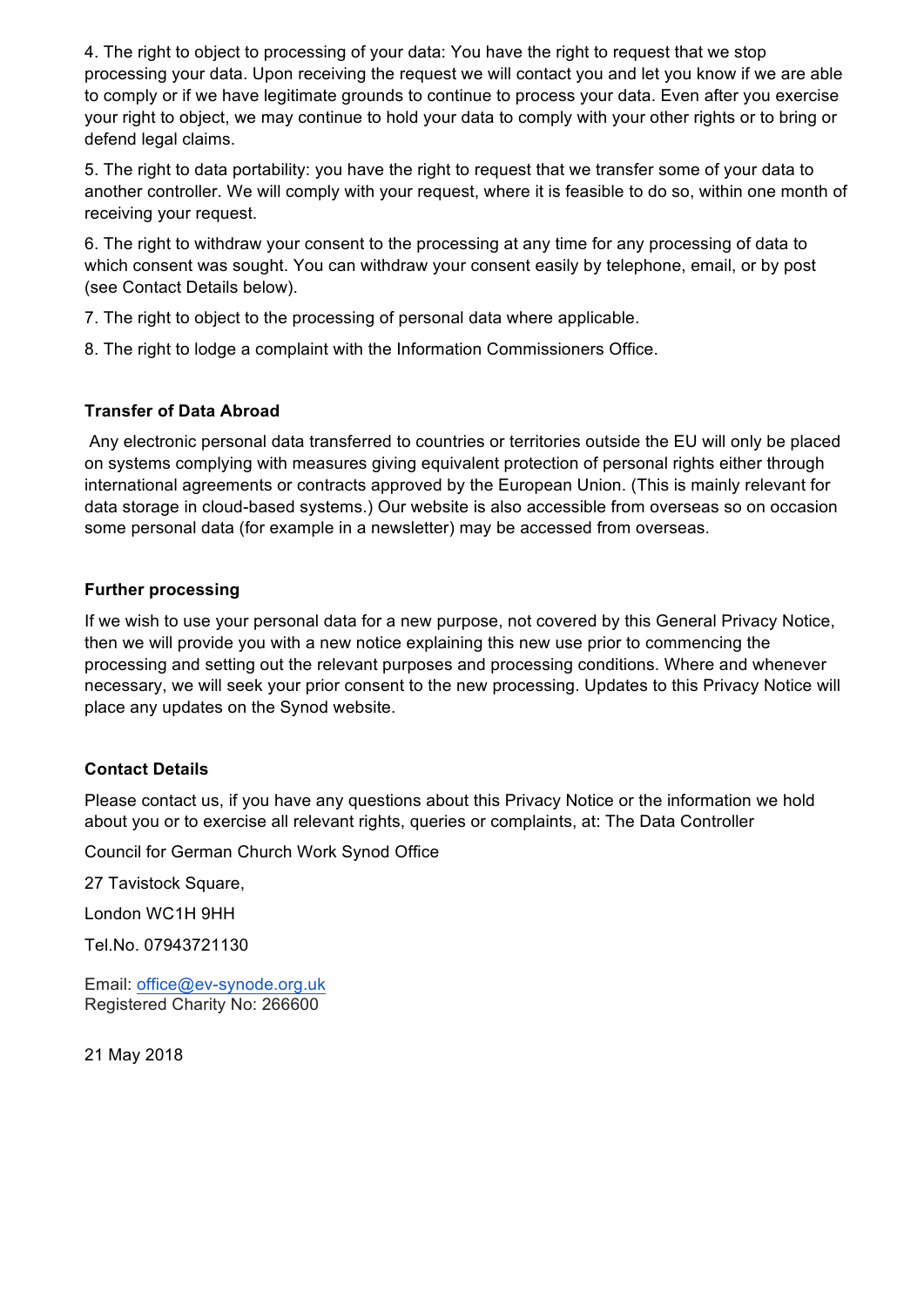4. The right to object to processing of your data: You have the right to request that we stop processing your data. Upon receiving the request we will contact you and let you know if we are able to comply or if we have legitimate grounds to continue to process your data. Even after you exercise your right to object, we may continue to hold your data to comply with your other rights or to bring or defend legal claims.

5. The right to data portability: you have the right to request that we transfer some of your data to another controller. We will comply with your request, where it is feasible to do so, within one month of receiving your request.

6. The right to withdraw your consent to the processing at any time for any processing of data to which consent was sought. You can withdraw your consent easily by telephone, email, or by post (see Contact Details below).

7. The right to object to the processing of personal data where applicable.

8. The right to lodge a complaint with the Information Commissioners Office.

**Transfer of Data Abroad**

Any electronic personal data transferred to countries or territories outside the EU will only be placed on systems complying with measures giving equivalent protection of personal rights either through international agreements or contracts approved by the European Union. (This is mainly relevant for data storage in cloud-based systems.) Our website is also accessible from overseas so on occasion some personal data (for example in a newsletter) may be accessed from overseas.

**Further processing**

If we wish to use your personal data for a new purpose, not covered by this General Privacy Notice, then we will provide you with a new notice explaining this new use prior to commencing the processing and setting out the relevant purposes and processing conditions. Where and whenever necessary, we will seek your prior consent to the new processing. Updates to this Privacy Notice will place any updates on the Synod website.

**Contact Details**

Please contact us, if you have any questions about this Privacy Notice or the information we hold about you or to exercise all relevant rights, queries or complaints, at: The Data Controller

Council for German Church Work Synod Office

27 Tavistock Square,

London WC1H 9HH

Tel.No. 07943721130

Email: office@ev-synode.org.uk
Registered Charity No: 266600

21 May 2018